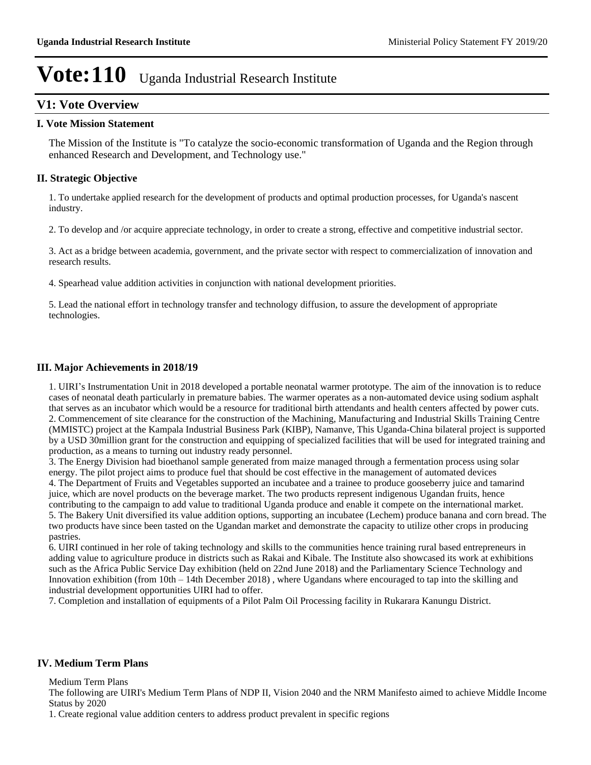# Vote:110 Uganda Industrial Research Institute

## V1: Vote Overview

### I. Vote Mission Statement

The Mission of the Institute is "To catalyze the socio-economic transformation of Uganda and the Region through enhanced Research and Development, and Technology use."

### II. Strategic Objective

1. To undertake applied research for the development of products and optimal production processes, for Uganda's nascent industry.

2. To develop and /or acquire appreciate technology, in order to create a strong, effective and competitive industrial sector.

3. Act as a bridge between academia, government, and the private sector with respect to commercialization of innovation and research results.

4. Spearhead value addition activities in conjunction with national development priorities.

5. Lead the national effort in technology transfer and technology diffusion, to assure the development of appropriate technologies.

### III. Major Achievements in 2018/19

1. UIRI's Instrumentation Unit in 2018 developed a portable neonatal warmer prototype. The aim of the innovation is to reduce cases of neonatal death particularly in premature babies. The warmer operates as a non-automated device using sodium asphalt that serves as an incubator which would be a resource for traditional birth attendants and health centers affected by power cuts.
2. Commencement of site clearance for the construction of the Machining, Manufacturing and Industrial Skills Training Centre (MMISTC) project at the Kampala Industrial Business Park (KIBP), Namanve, This Uganda-China bilateral project is supported by a USD 30million grant for the construction and equipping of specialized facilities that will be used for integrated training and production, as a means to turning out industry ready personnel.
3. The Energy Division had bioethanol sample generated from maize managed through a fermentation process using solar energy. The pilot project aims to produce fuel that should be cost effective in the management of automated devices
4. The Department of Fruits and Vegetables supported an incubatee and a trainee to produce gooseberry juice and tamarind juice, which are novel products on the beverage market. The two products represent indigenous Ugandan fruits, hence contributing to the campaign to add value to traditional Uganda produce and enable it compete on the international market.
5. The Bakery Unit diversified its value addition options, supporting an incubatee (Lechem) produce banana and corn bread. The two products have since been tasted on the Ugandan market and demonstrate the capacity to utilize other crops in producing pastries.
6. UIRI continued in her role of taking technology and skills to the communities hence training rural based entrepreneurs in adding value to agriculture produce in districts such as Rakai and Kibale. The Institute also showcased its work at exhibitions such as the Africa Public Service Day exhibition (held on 22nd June 2018) and the Parliamentary Science Technology and Innovation exhibition (from 10th – 14th December 2018) , where Ugandans where encouraged to tap into the skilling and industrial development opportunities UIRI had to offer.
7. Completion and installation of equipments of a Pilot Palm Oil Processing facility in Rukarara Kanungu District.

### IV. Medium Term Plans

Medium Term Plans
The following are UIRI's Medium Term Plans of NDP II, Vision 2040 and the NRM Manifesto aimed to achieve Middle Income Status by 2020
1. Create regional value addition centers to address product prevalent in specific regions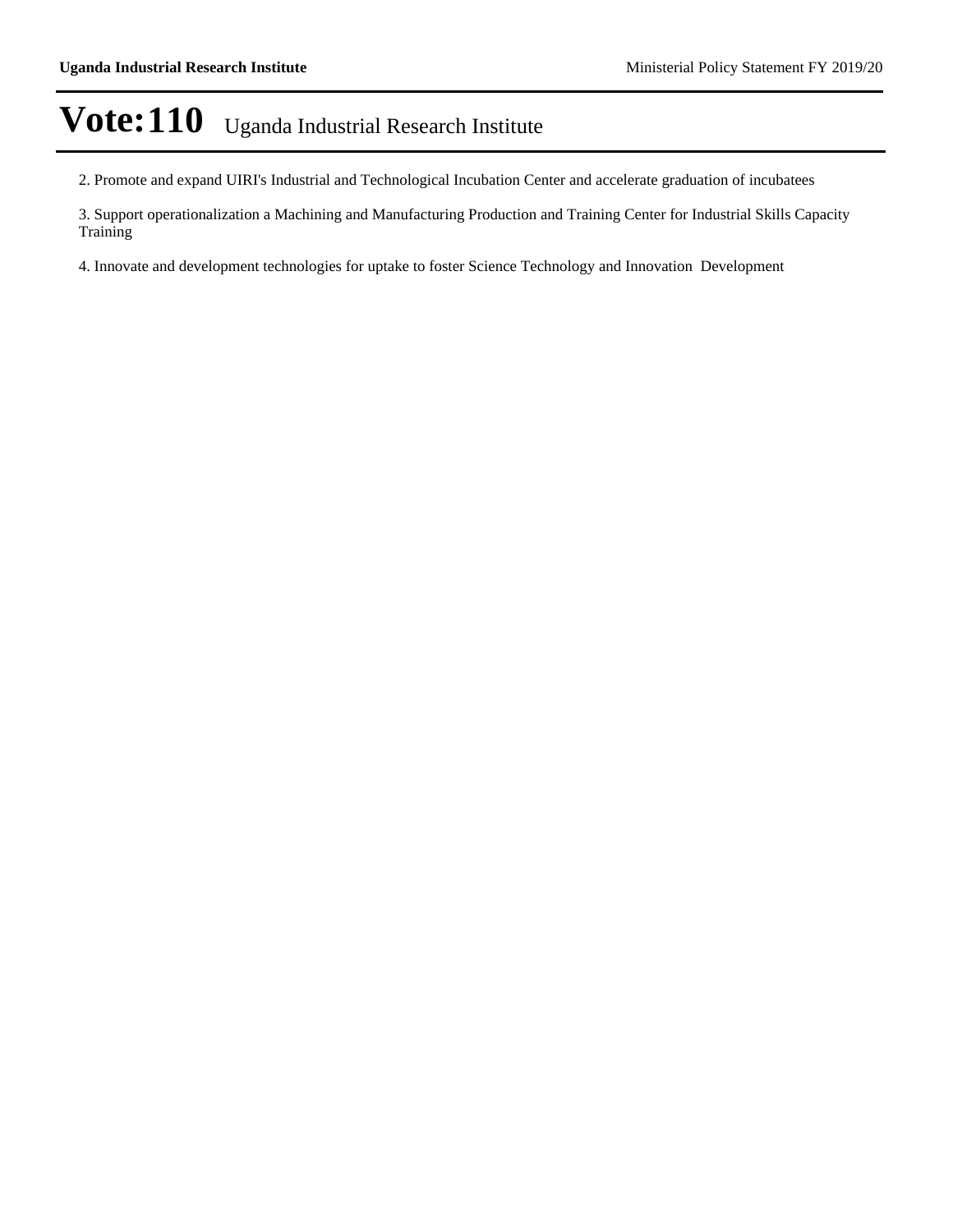2. Promote and expand UIRI's Industrial and Technological Incubation Center and accelerate graduation of incubatees

3. Support operationalization a Machining and Manufacturing Production and Training Center for Industrial Skills Capacity Training

4. Innovate and development technologies for uptake to foster Science Technology and Innovation Development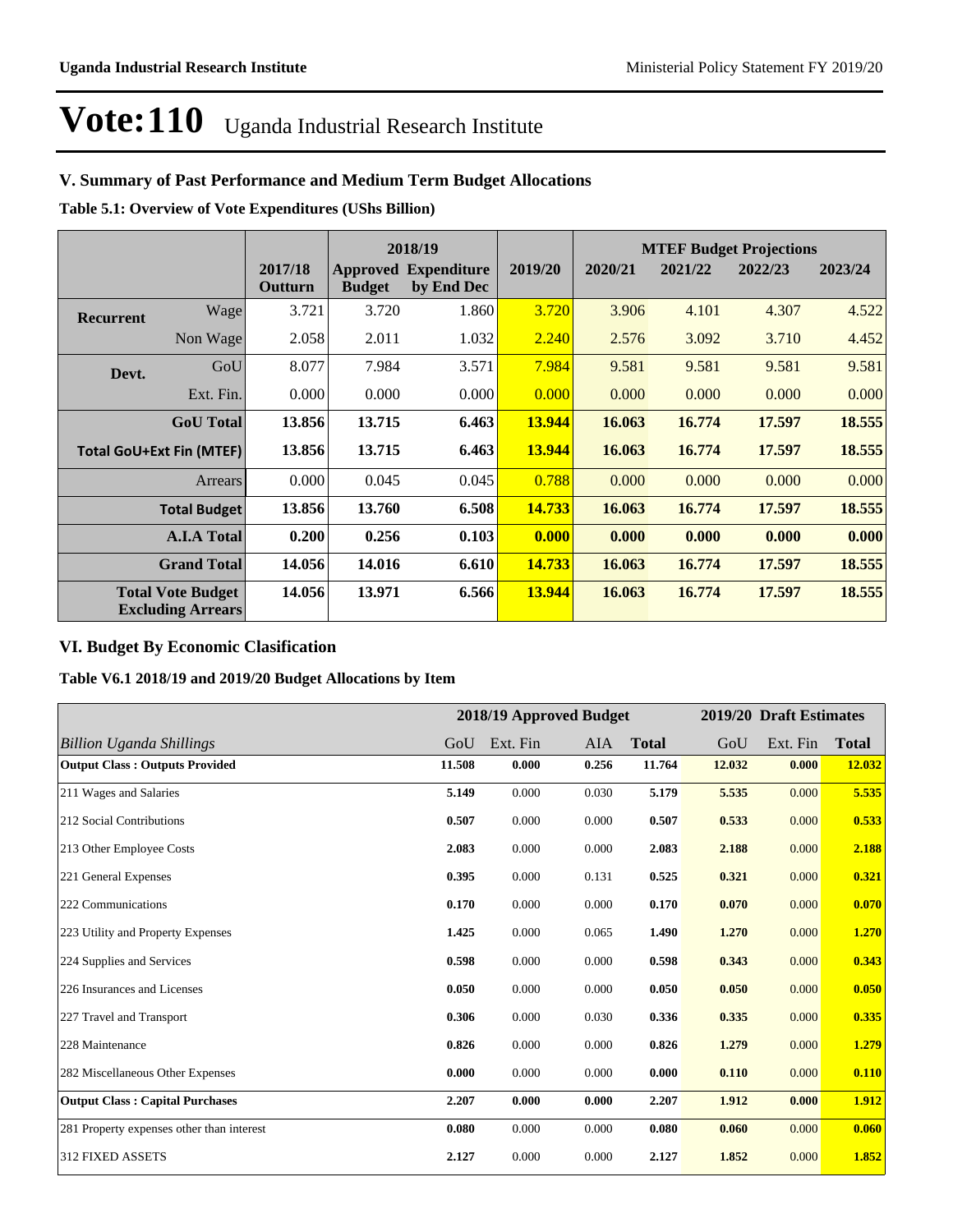# Vote:110 Uganda Industrial Research Institute

## V. Summary of Past Performance and Medium Term Budget Allocations

**Table 5.1: Overview of Vote Expenditures (UShs Billion)**

| | | 2017/18 Outturn | 2018/19 Approved Budget | 2018/19 Expenditure by End Dec | 2019/20 | MTEF Budget Projections 2020/21 | 2021/22 | 2022/23 | 2023/24 |
|---|---|---|---|---|---|---|---|---|---|
| **Recurrent** | Wage | 3.721 | 3.720 | 1.860 | 3.720 | 3.906 | 4.101 | 4.307 | 4.522 |
| | Non Wage | 2.058 | 2.011 | 1.032 | 2.240 | 2.576 | 3.092 | 3.710 | 4.452 |
| **Devt.** | GoU | 8.077 | 7.984 | 3.571 | 7.984 | 9.581 | 9.581 | 9.581 | 9.581 |
| | Ext. Fin. | 0.000 | 0.000 | 0.000 | 0.000 | 0.000 | 0.000 | 0.000 | 0.000 |
| | **GoU Total** | **13.856** | **13.715** | **6.463** | **13.944** | **16.063** | **16.774** | **17.597** | **18.555** |
| **Total GoU+Ext Fin (MTEF)** | | **13.856** | **13.715** | **6.463** | **13.944** | **16.063** | **16.774** | **17.597** | **18.555** |
| | Arrears | 0.000 | 0.045 | 0.045 | 0.788 | 0.000 | 0.000 | 0.000 | 0.000 |
| | **Total Budget** | **13.856** | **13.760** | **6.508** | **14.733** | **16.063** | **16.774** | **17.597** | **18.555** |
| | **A.I.A Total** | **0.200** | **0.256** | **0.103** | **0.000** | **0.000** | **0.000** | **0.000** | **0.000** |
| | **Grand Total** | **14.056** | **14.016** | **6.610** | **14.733** | **16.063** | **16.774** | **17.597** | **18.555** |
| **Total Vote Budget Excluding Arrears** | | **14.056** | **13.971** | **6.566** | **13.944** | **16.063** | **16.774** | **17.597** | **18.555** |

## VI. Budget By Economic Clasification

**Table V6.1 2018/19 and 2019/20 Budget Allocations by Item**

| | 2018/19 Approved Budget | | | | 2019/20 Draft Estimates | | |
|---|---|---|---|---|---|---|---|
| *Billion Uganda Shillings* | GoU | Ext. Fin | AIA | **Total** | GoU | Ext. Fin | **Total** |
| **Output Class : Outputs Provided** | **11.508** | **0.000** | **0.256** | **11.764** | **12.032** | **0.000** | **12.032** |
| 211 Wages and Salaries | **5.149** | 0.000 | 0.030 | **5.179** | **5.535** | 0.000 | **5.535** |
| 212 Social Contributions | **0.507** | 0.000 | 0.000 | **0.507** | **0.533** | 0.000 | **0.533** |
| 213 Other Employee Costs | **2.083** | 0.000 | 0.000 | **2.083** | **2.188** | 0.000 | **2.188** |
| 221 General Expenses | **0.395** | 0.000 | 0.131 | **0.525** | **0.321** | 0.000 | **0.321** |
| 222 Communications | **0.170** | 0.000 | 0.000 | **0.170** | **0.070** | 0.000 | **0.070** |
| 223 Utility and Property Expenses | **1.425** | 0.000 | 0.065 | **1.490** | **1.270** | 0.000 | **1.270** |
| 224 Supplies and Services | **0.598** | 0.000 | 0.000 | **0.598** | **0.343** | 0.000 | **0.343** |
| 226 Insurances and Licenses | **0.050** | 0.000 | 0.000 | **0.050** | **0.050** | 0.000 | **0.050** |
| 227 Travel and Transport | **0.306** | 0.000 | 0.030 | **0.336** | **0.335** | 0.000 | **0.335** |
| 228 Maintenance | **0.826** | 0.000 | 0.000 | **0.826** | **1.279** | 0.000 | **1.279** |
| 282 Miscellaneous Other Expenses | **0.000** | 0.000 | 0.000 | **0.000** | **0.110** | 0.000 | **0.110** |
| **Output Class : Capital Purchases** | **2.207** | **0.000** | **0.000** | **2.207** | **1.912** | **0.000** | **1.912** |
| 281 Property expenses other than interest | **0.080** | 0.000 | 0.000 | **0.080** | **0.060** | 0.000 | **0.060** |
| 312 FIXED ASSETS | **2.127** | 0.000 | 0.000 | **2.127** | **1.852** | 0.000 | **1.852** |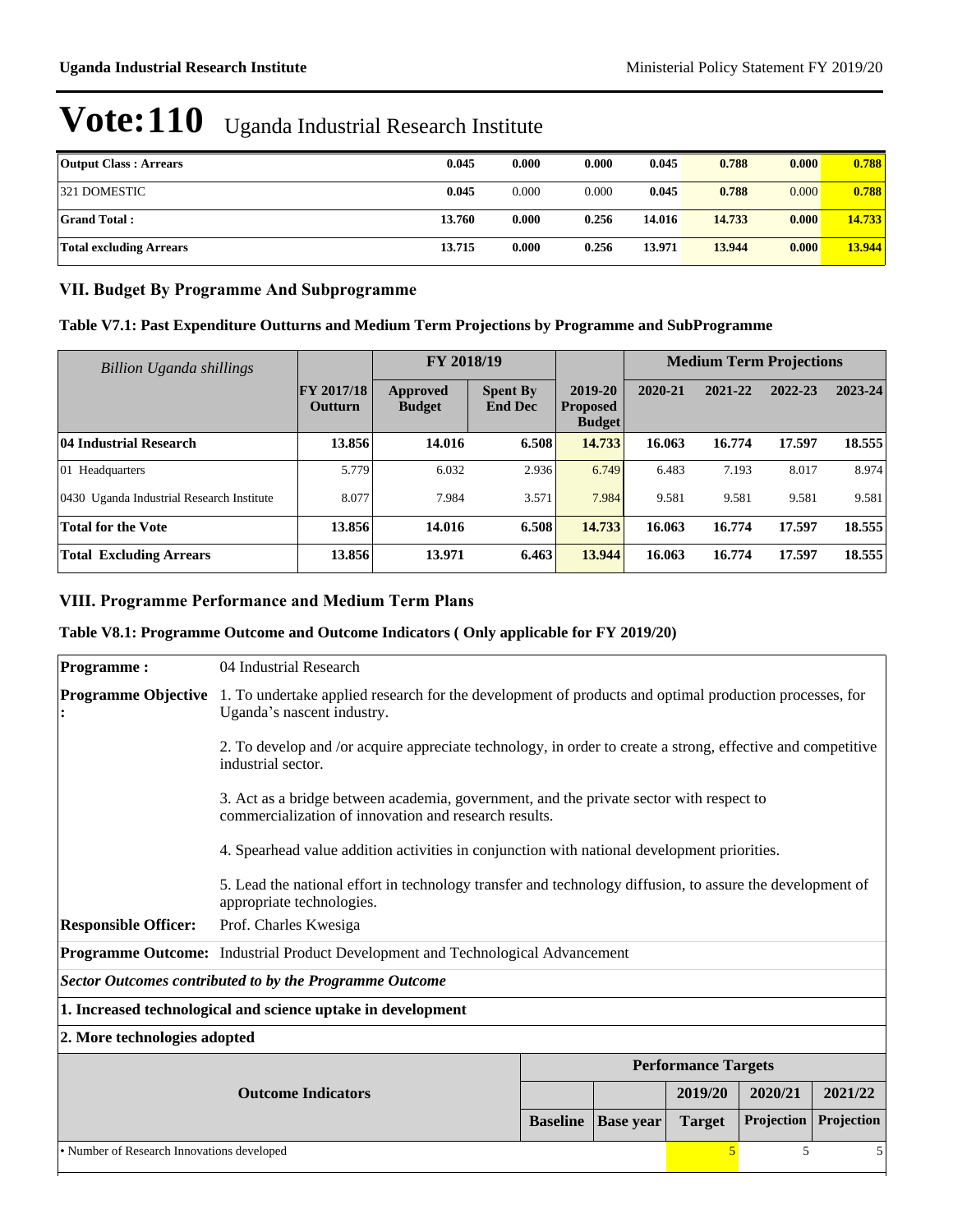# Vote:110 Uganda Industrial Research Institute

| | | | | | | | |
|---|---|---|---|---|---|---|---|
| **Output Class : Arrears** | **0.045** | **0.000** | **0.000** | **0.045** | **0.788** | **0.000** | **0.788** |
| 321 DOMESTIC | **0.045** | 0.000 | 0.000 | **0.045** | **0.788** | 0.000 | **0.788** |
| **Grand Total :** | **13.760** | **0.000** | **0.256** | **14.016** | **14.733** | **0.000** | **14.733** |
| **Total excluding Arrears** | **13.715** | **0.000** | **0.256** | **13.971** | **13.944** | **0.000** | **13.944** |

## VII. Budget By Programme And Subprogramme

### Table V7.1: Past Expenditure Outturns and Medium Term Projections by Programme and SubProgramme

| *Billion Uganda shillings* | | FY 2018/19 | | | Medium Term Projections | | | |
|---|---|---|---|---|---|---|---|---|
| | **FY 2017/18 Outturn** | **Approved Budget** | **Spent By End Dec** | **2019-20 Proposed Budget** | **2020-21** | **2021-22** | **2022-23** | **2023-24** |
| **04 Industrial Research** | **13.856** | **14.016** | **6.508** | **14.733** | **16.063** | **16.774** | **17.597** | **18.555** |
| 01 Headquarters | 5.779 | 6.032 | 2.936 | 6.749 | 6.483 | 7.193 | 8.017 | 8.974 |
| 0430 Uganda Industrial Research Institute | 8.077 | 7.984 | 3.571 | 7.984 | 9.581 | 9.581 | 9.581 | 9.581 |
| **Total for the Vote** | **13.856** | **14.016** | **6.508** | **14.733** | **16.063** | **16.774** | **17.597** | **18.555** |
| **Total Excluding Arrears** | **13.856** | **13.971** | **6.463** | **13.944** | **16.063** | **16.774** | **17.597** | **18.555** |

## VIII. Programme Performance and Medium Term Plans

### Table V8.1: Programme Outcome and Outcome Indicators ( Only applicable for FY 2019/20)

**Programme :** 04 Industrial Research

**Programme Objective :**

1. To undertake applied research for the development of products and optimal production processes, for Uganda's nascent industry.

2. To develop and /or acquire appreciate technology, in order to create a strong, effective and competitive industrial sector.

3. Act as a bridge between academia, government, and the private sector with respect to commercialization of innovation and research results.

4. Spearhead value addition activities in conjunction with national development priorities.

5. Lead the national effort in technology transfer and technology diffusion, to assure the development of appropriate technologies.

**Responsible Officer:** Prof. Charles Kwesiga

**Programme Outcome:** Industrial Product Development and Technological Advancement

***Sector Outcomes contributed to by the Programme Outcome***

**1. Increased technological and science uptake in development**

**2. More technologies adopted**

| Outcome Indicators | Performance Targets | | | | |
|---|---|---|---|---|---|
| | | | **2019/20** | **2020/21** | **2021/22** |
| | **Baseline** | **Base year** | **Target** | **Projection** | **Projection** |
| • Number of Research Innovations developed | | | 5 | 5 | 5 |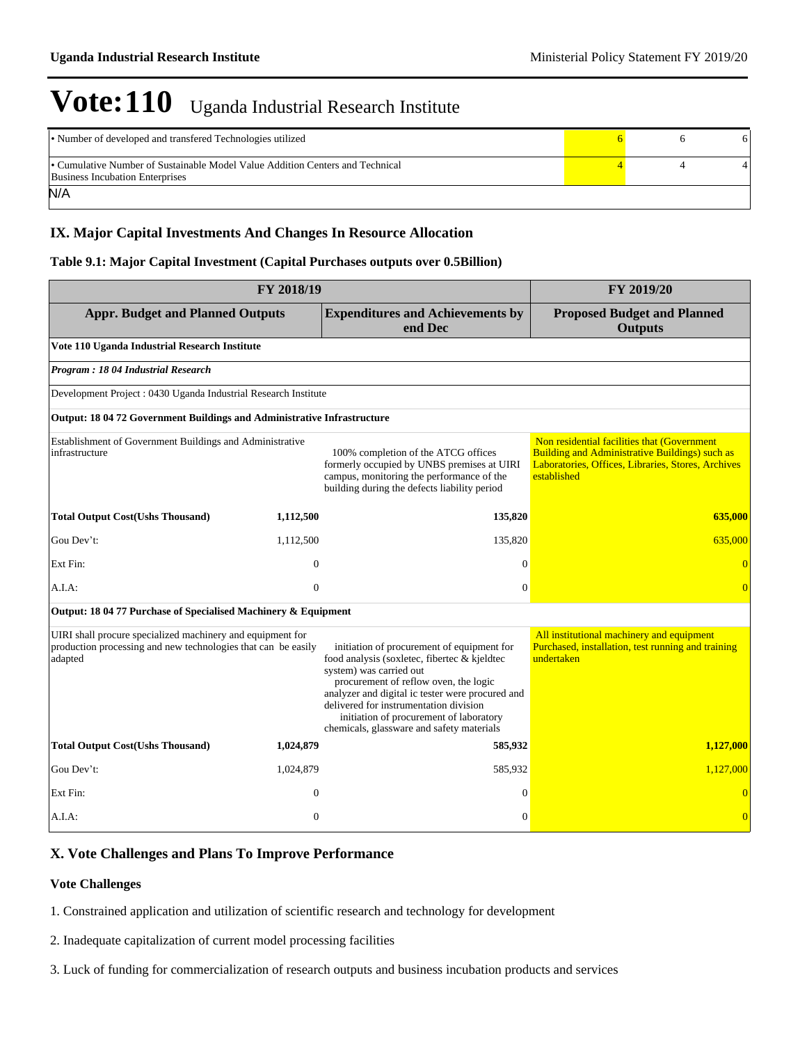# Vote:110 Uganda Industrial Research Institute

| | | | |
|---|---|---|---|
| • Number of developed and transfered Technologies utilized | 6 | 6 | 6 |
| • Cumulative Number of Sustainable Model Value Addition Centers and Technical Business Incubation Enterprises | 4 | 4 | 4 |

N/A

## IX. Major Capital Investments And Changes In Resource Allocation

### Table 9.1: Major Capital Investment (Capital Purchases outputs over 0.5Billion)

| FY 2018/19 | | | FY 2019/20 |
|---|---|---|---|
| **Appr. Budget and Planned Outputs** | | **Expenditures and Achievements by end Dec** | **Proposed Budget and Planned Outputs** |
| **Vote 110 Uganda Industrial Research Institute** | | | |
| ***Program : 18 04 Industrial Research*** | | | |
| Development Project : 0430 Uganda Industrial Research Institute | | | |
| **Output: 18 04 72 Government Buildings and Administrative Infrastructure** | | | |
| Establishment of Government Buildings and Administrative infrastructure | | 100% completion of the ATCG offices formerly occupied by UNBS premises at UIRI campus, monitoring the performance of the building during the defects liability period | Non residential facilities that (Government Building and Administrative Buildings) such as Laboratories, Offices, Libraries, Stores, Archives established |
| **Total Output Cost(Ushs Thousand)** | **1,112,500** | **135,820** | **635,000** |
| Gou Dev't: | 1,112,500 | 135,820 | 635,000 |
| Ext Fin: | 0 | 0 | 0 |
| A.I.A: | 0 | 0 | 0 |
| **Output: 18 04 77 Purchase of Specialised Machinery & Equipment** | | | |
| UIRI shall procure specialized machinery and equipment for production processing and new technologies that can be easily adapted | | initiation of procurement of equipment for food analysis (soxletec, fibertec & kjeldtec system) was carried out<br>procurement of reflow oven, the logic analyzer and digital ic tester were procured and delivered for instrumentation division<br>initiation of procurement of laboratory chemicals, glassware and safety materials | All institutional machinery and equipment Purchased, installation, test running and training undertaken |
| **Total Output Cost(Ushs Thousand)** | **1,024,879** | **585,932** | **1,127,000** |
| Gou Dev't: | 1,024,879 | 585,932 | 1,127,000 |
| Ext Fin: | 0 | 0 | 0 |
| A.I.A: | 0 | 0 | 0 |

## X. Vote Challenges and Plans To Improve Performance

### Vote Challenges

1. Constrained application and utilization of scientific research and technology for development

2. Inadequate capitalization of current model processing facilities

3. Luck of funding for commercialization of research outputs and business incubation products and services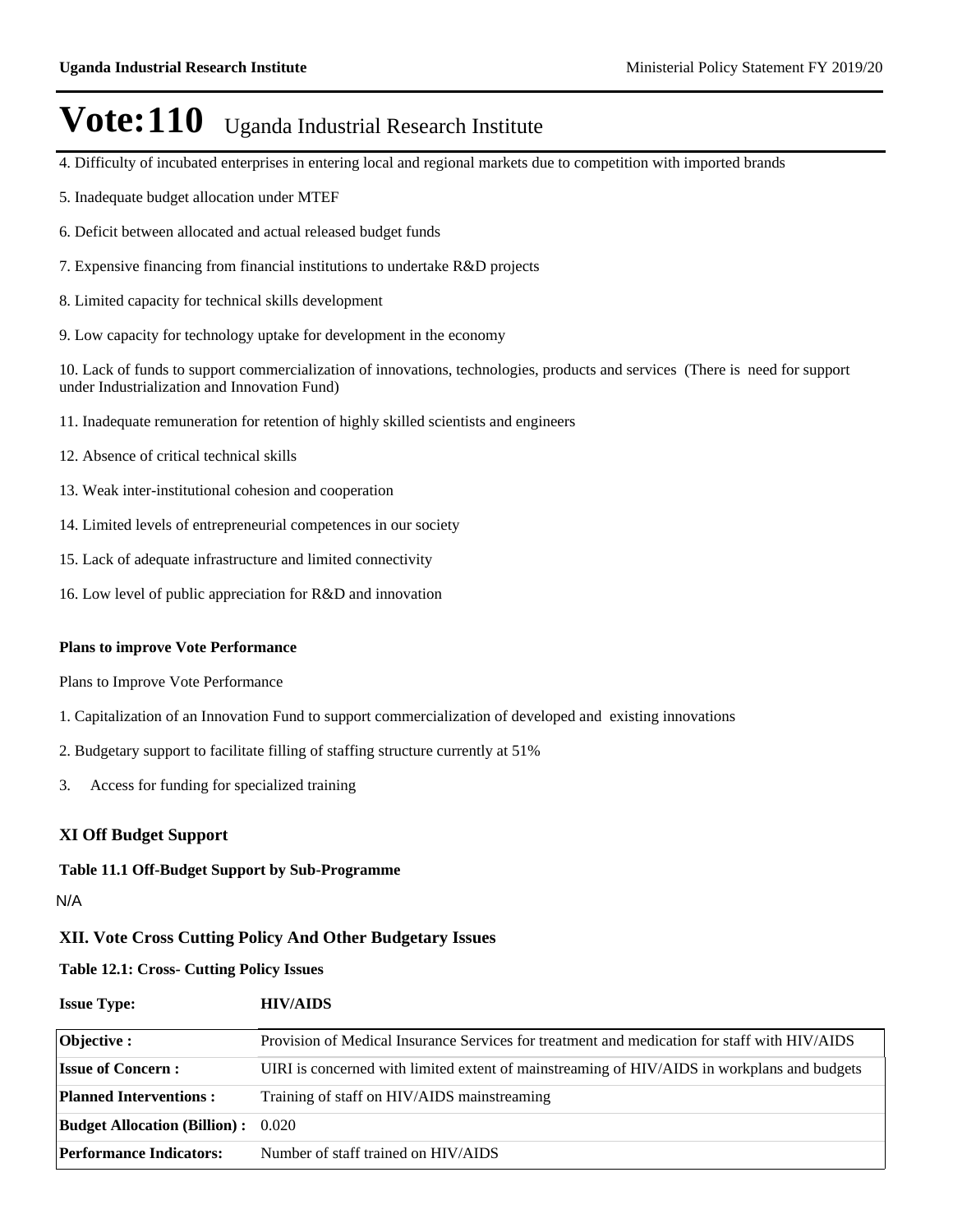4. Difficulty of incubated enterprises in entering local and regional markets due to competition with imported brands

5. Inadequate budget allocation under MTEF

6. Deficit between allocated and actual released budget funds

7. Expensive financing from financial institutions to undertake R&D projects

8. Limited capacity for technical skills development

9. Low capacity for technology uptake for development in the economy

10. Lack of funds to support commercialization of innovations, technologies, products and services (There is need for support under Industrialization and Innovation Fund)

11. Inadequate remuneration for retention of highly skilled scientists and engineers

12. Absence of critical technical skills

13. Weak inter-institutional cohesion and cooperation

14. Limited levels of entrepreneurial competences in our society

15. Lack of adequate infrastructure and limited connectivity

16. Low level of public appreciation for R&D and innovation

**Plans to improve Vote Performance**

Plans to Improve Vote Performance

1. Capitalization of an Innovation Fund to support commercialization of developed and existing innovations

2. Budgetary support to facilitate filling of staffing structure currently at 51%

3. Access for funding for specialized training

## XI Off Budget Support

**Table 11.1 Off-Budget Support by Sub-Programme**

N/A

## XII. Vote Cross Cutting Policy And Other Budgetary Issues

**Table 12.1: Cross- Cutting Policy Issues**

**Issue Type:** **HIV/AIDS**

| | |
|---|---|
| **Objective :** | Provision of Medical Insurance Services for treatment and medication for staff with HIV/AIDS |
| **Issue of Concern :** | UIRI is concerned with limited extent of mainstreaming of HIV/AIDS in workplans and budgets |
| **Planned Interventions :** | Training of staff on HIV/AIDS mainstreaming |
| **Budget Allocation (Billion) :** | 0.020 |
| **Performance Indicators:** | Number of staff trained on HIV/AIDS |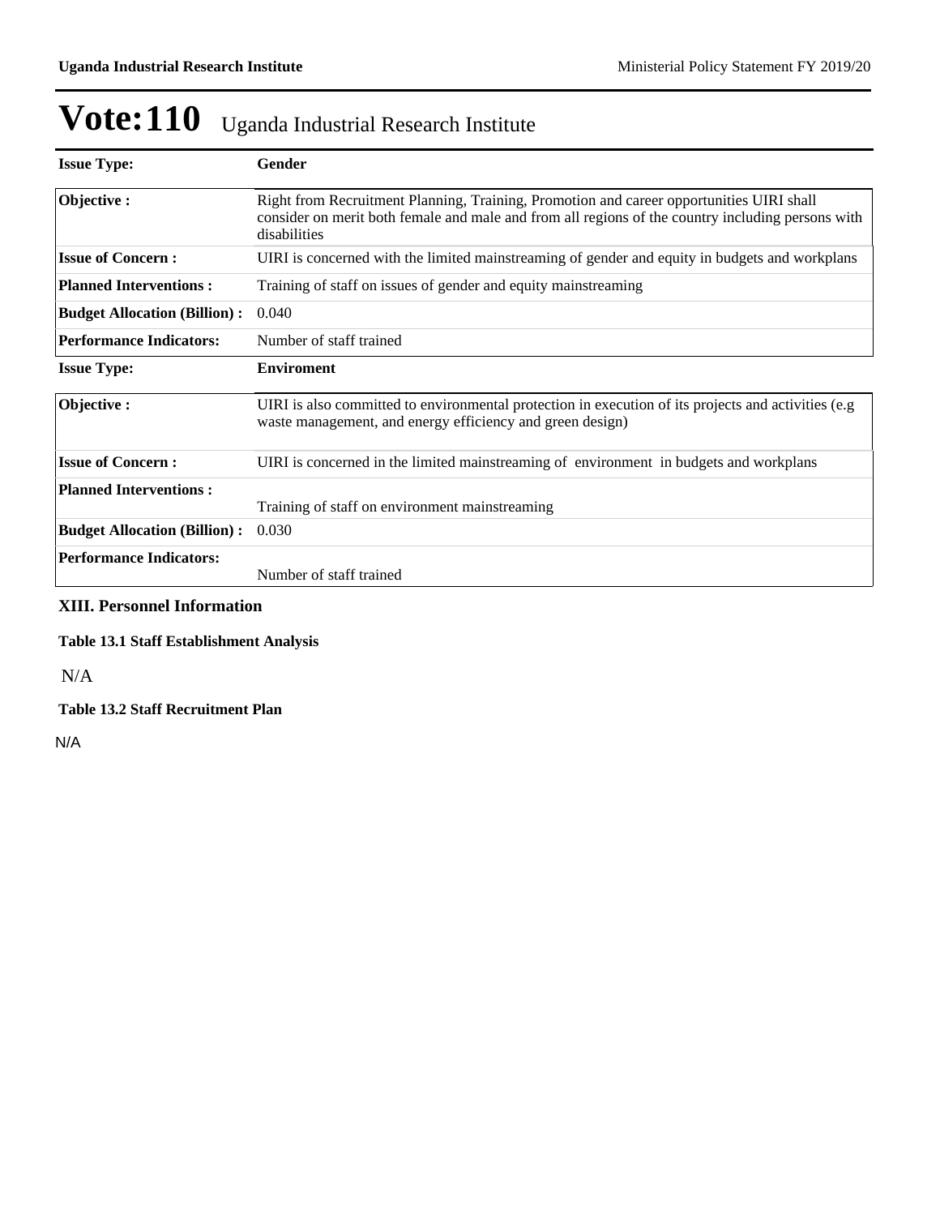# Vote:110 Uganda Industrial Research Institute

| | |
|---|---|
| **Issue Type:** | **Gender** |
| **Objective :** | Right from Recruitment Planning, Training, Promotion and career opportunities UIRI shall consider on merit both female and male and from all regions of the country including persons with disabilities |
| **Issue of Concern :** | UIRI is concerned with the limited mainstreaming of gender and equity in budgets and workplans |
| **Planned Interventions :** | Training of staff on issues of gender and equity mainstreaming |
| **Budget Allocation (Billion) :** | 0.040 |
| **Performance Indicators:** | Number of staff trained |

| | |
|---|---|
| **Issue Type:** | **Enviroment** |
| **Objective :** | UIRI is also committed to environmental protection in execution of its projects and activities (e.g waste management, and energy efficiency and green design) |
| **Issue of Concern :** | UIRI is concerned in the limited mainstreaming of environment in budgets and workplans |
| **Planned Interventions :** | Training of staff on environment mainstreaming |
| **Budget Allocation (Billion) :** | 0.030 |
| **Performance Indicators:** | Number of staff trained |

## XIII. Personnel Information

**Table 13.1 Staff Establishment Analysis**

N/A

**Table 13.2 Staff Recruitment Plan**

N/A